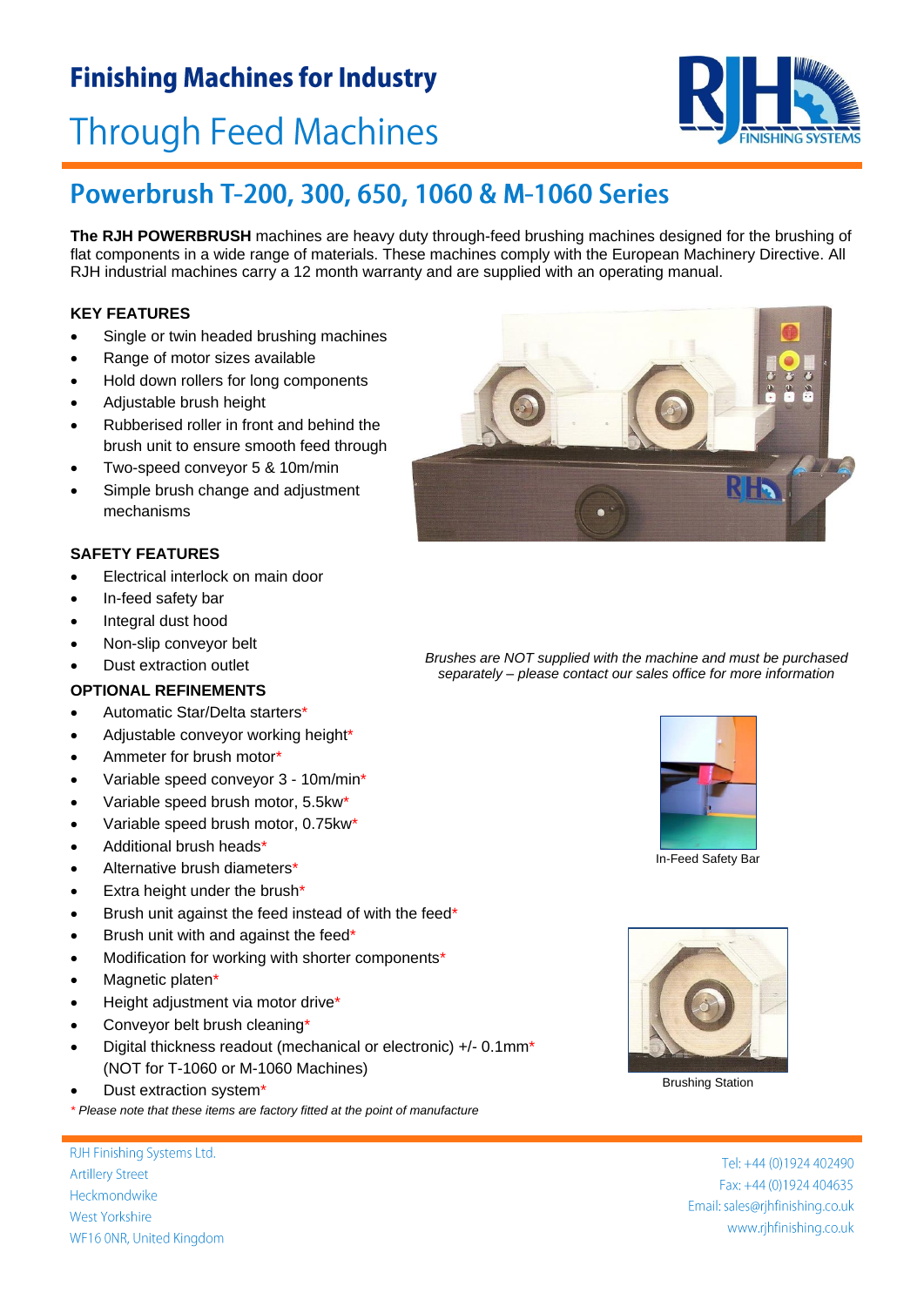# Finishing Machines for Industry

## Through Feed Machines

## Powerbrush T-200, 300, 650, 1060 & M-1060 Series

**The RJH POWERBRUSH** machines are heavy duty through-feed brushing machines designed for the brushing of flat components in a wide range of materials. These machines comply with the European Machinery Directive. All RJH industrial machines carry a 12 month warranty and are supplied with an operating manual.

### KEY FEATURES

- Single or twin headed brushing machines
- Range of motor sizes available
- Hold down rollers for long components
- Adjustable brush height
- Rubberised roller in front and behind the brush unit to ensure smooth feed through
- Two-speed conveyor 5 & 10m/min
- Simple brush change and adjustment mechanisms

### SAFETY FEATURES

- Electrical interlock on main door
- In-feed safety bar
- Integral dust hood
- Non-slip conveyor belt
- Dust extraction outlet

*Brushes are NOT supplied with the machine and must be purchased separately – please contact our sales office for more information*

### OPTIONAL REFINEMENTS

- Automatic Star/Delta starters*
- Adjustable conveyor working height*
- Ammeter for brush motor*
- Variable speed conveyor 3 - 10m/min*
- Variable speed brush motor, 5.5kw*
- Variable speed brush motor, 0.75kw*
- Additional brush heads*
- Alternative brush diameters*
- Extra height under the brush*
- Brush unit against the feed instead of with the feed*
- Brush unit with and against the feed*
- Modification for working with shorter components*
- Magnetic platen*
- Height adjustment via motor drive*
- Conveyor belt brush cleaning*
- Digital thickness readout (mechanical or electronic) +/- 0.1mm* (NOT for T-1060 or M-1060 Machines)
- Dust extraction system*

*\* Please note that these items are factory fitted at the point of manufacture*

In-Feed Safety Bar

Brushing Station

RJH Finishing Systems Ltd.
Artillery Street
Heckmondwike
West Yorkshire
WF16 0NR, United Kingdom

Tel: +44 (0)1924 402490
Fax: +44 (0)1924 404635
Email: sales@rjhfinishing.co.uk
www.rjhfinishing.co.uk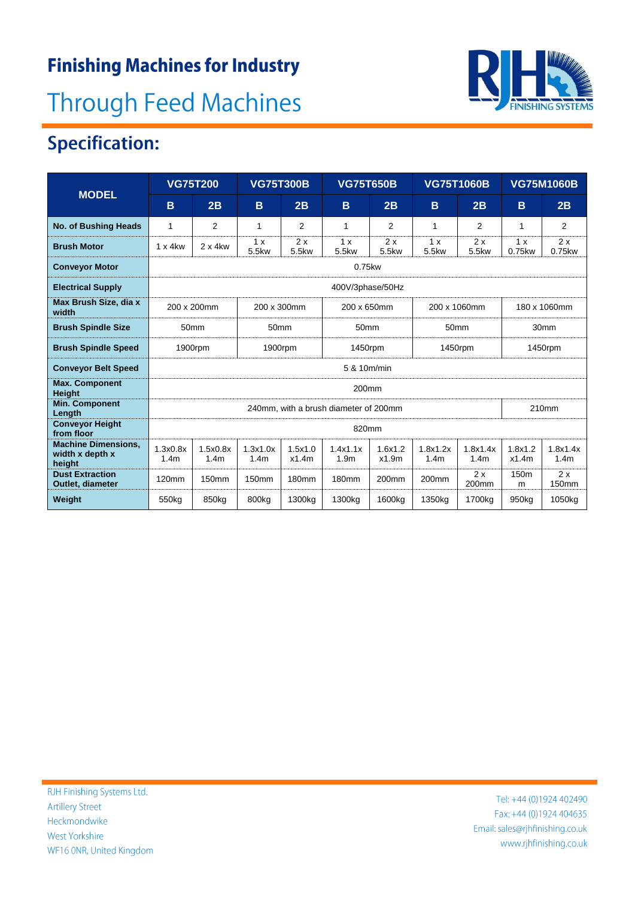# Finishing Machines for Industry

## Through Feed Machines

RJH FINISHING SYSTEMS

## Specification:

| MODEL | VG75T200 | | VG75T300B | | VG75T650B | | VG75T1060B | | VG75M1060B | |
|---|---|---|---|---|---|---|---|---|---|---|
| | B | 2B | B | 2B | B | 2B | B | 2B | B | 2B |
| No. of Bushing Heads | 1 | 2 | 1 | 2 | 1 | 2 | 1 | 2 | 1 | 2 |
| Brush Motor | 1 x 4kw | 2 x 4kw | 1 x 5.5kw | 2 x 5.5kw | 1 x 5.5kw | 2 x 5.5kw | 1 x 5.5kw | 2 x 5.5kw | 1 x 0.75kw | 2 x 0.75kw |
| Conveyor Motor | 0.75kw | | | | | | | | | |
| Electrical Supply | 400V/3phase/50Hz | | | | | | | | | |
| Max Brush Size, dia x width | 200 x 200mm | | 200 x 300mm | | 200 x 650mm | | 200 x 1060mm | | 180 x 1060mm | |
| Brush Spindle Size | 50mm | | 50mm | | 50mm | | 50mm | | 30mm | |
| Brush Spindle Speed | 1900rpm | | 1900rpm | | 1450rpm | | 1450rpm | | 1450rpm | |
| Conveyor Belt Speed | 5 & 10m/min | | | | | | | | | |
| Max. Component Height | 200mm | | | | | | | | | |
| Min. Component Length | 240mm, with a brush diameter of 200mm | | | | | | | | 210mm | |
| Conveyor Height from floor | 820mm | | | | | | | | | |
| Machine Dimensions, width x depth x height | 1.3x0.8x 1.4m | 1.5x0.8x 1.4m | 1.3x1.0x 1.4m | 1.5x1.0 x1.4m | 1.4x1.1x 1.9m | 1.6x1.2 x1.9m | 1.8x1.2x 1.4m | 1.8x1.4x 1.4m | 1.8x1.2 x1.4m | 1.8x1.4x 1.4m |
| Dust Extraction Outlet, diameter | 120mm | 150mm | 150mm | 180mm | 180mm | 200mm | 200mm | 2 x 200mm | 150m m | 2 x 150mm |
| Weight | 550kg | 850kg | 800kg | 1300kg | 1300kg | 1600kg | 1350kg | 1700kg | 950kg | 1050kg |

RJH Finishing Systems Ltd.
Artillery Street
Heckmondwike
West Yorkshire
WF16 0NR, United Kingdom

Tel: +44 (0)1924 402490
Fax: +44 (0)1924 404635
Email: sales@rjhfinishing.co.uk
www.rjhfinishing.co.uk